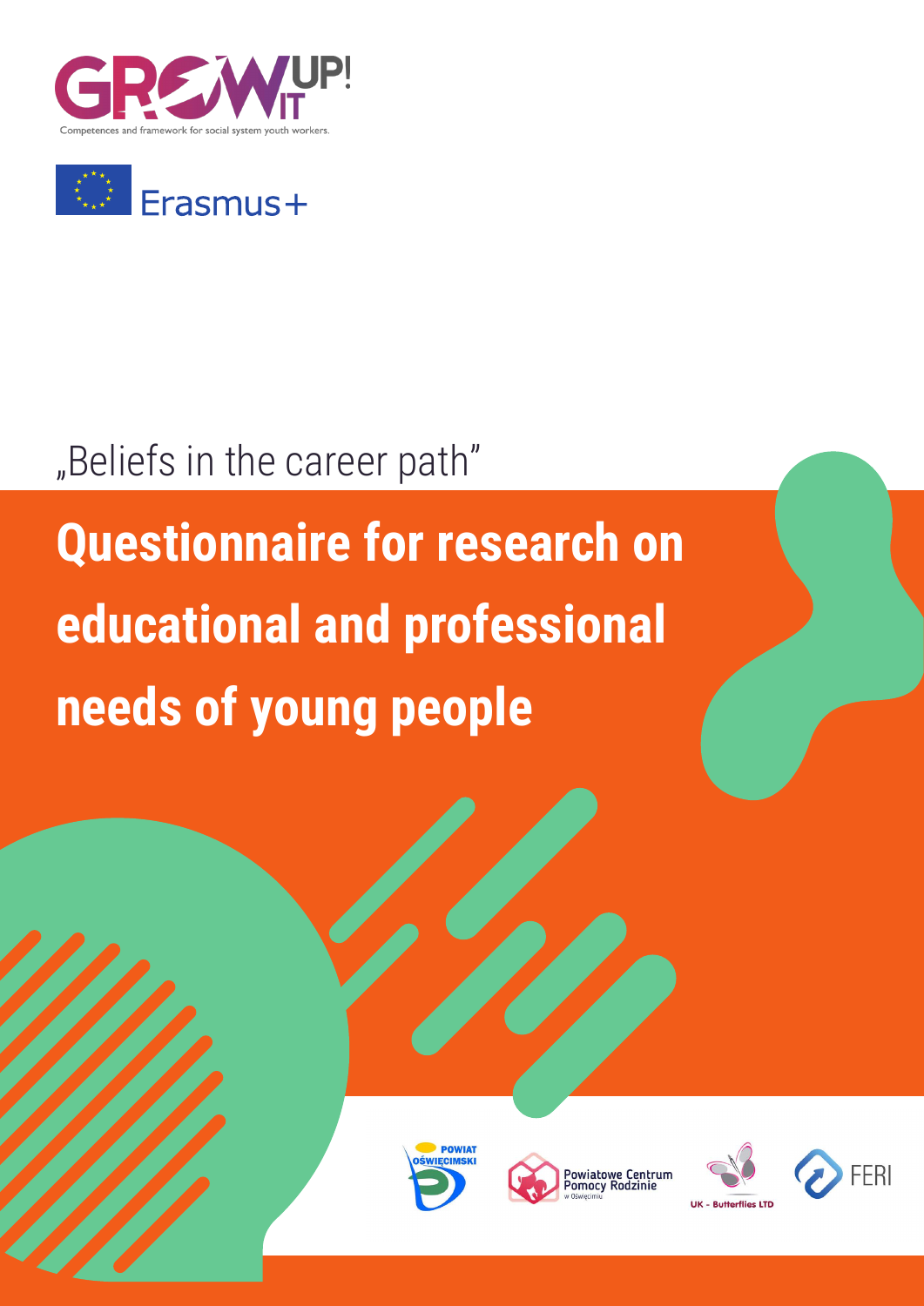GROW IT UP!

Competences and framework for social system youth workers.

Erasmus+

„Beliefs in the career path"

# Questionnaire for research on educational and professional needs of young people

POWIAT OŚWIĘCIMSKI

Powiatowe Centrum Pomocy Rodzinie w Oświęcimiu

UK - Butterflies LTD

FERI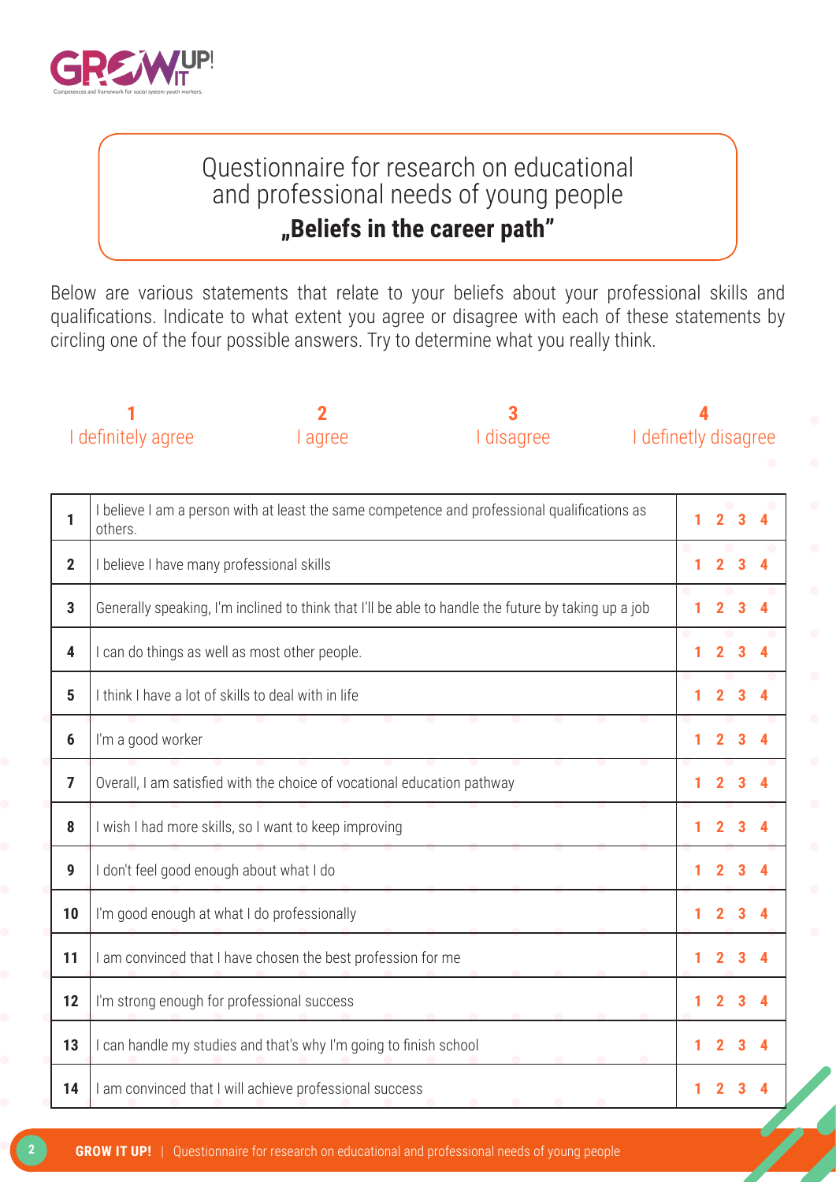# Questionnaire for research on educational and professional needs of young people

## „Beliefs in the career path"

Below are various statements that relate to your beliefs about your professional skills and qualifications. Indicate to what extent you agree or disagree with each of these statements by circling one of the four possible answers. Try to determine what you really think.

| 1 | 2 | 3 | 4 |
|---|---|---|---|
| I definitely agree | I agree | I disagree | I definetly disagree |

| | | |
|---|---|---|
| **1** | I believe I am a person with at least the same competence and professional qualifications as others. | 1 2 3 4 |
| **2** | I believe I have many professional skills | 1 2 3 4 |
| **3** | Generally speaking, I'm inclined to think that I'll be able to handle the future by taking up a job | 1 2 3 4 |
| **4** | I can do things as well as most other people. | 1 2 3 4 |
| **5** | I think I have a lot of skills to deal with in life | 1 2 3 4 |
| **6** | I'm a good worker | 1 2 3 4 |
| **7** | Overall, I am satisfied with the choice of vocational education pathway | 1 2 3 4 |
| **8** | I wish I had more skills, so I want to keep improving | 1 2 3 4 |
| **9** | I don't feel good enough about what I do | 1 2 3 4 |
| **10** | I'm good enough at what I do professionally | 1 2 3 4 |
| **11** | I am convinced that I have chosen the best profession for me | 1 2 3 4 |
| **12** | I'm strong enough for professional success | 1 2 3 4 |
| **13** | I can handle my studies and that's why I'm going to finish school | 1 2 3 4 |
| **14** | I am convinced that I will achieve professional success | 1 2 3 4 |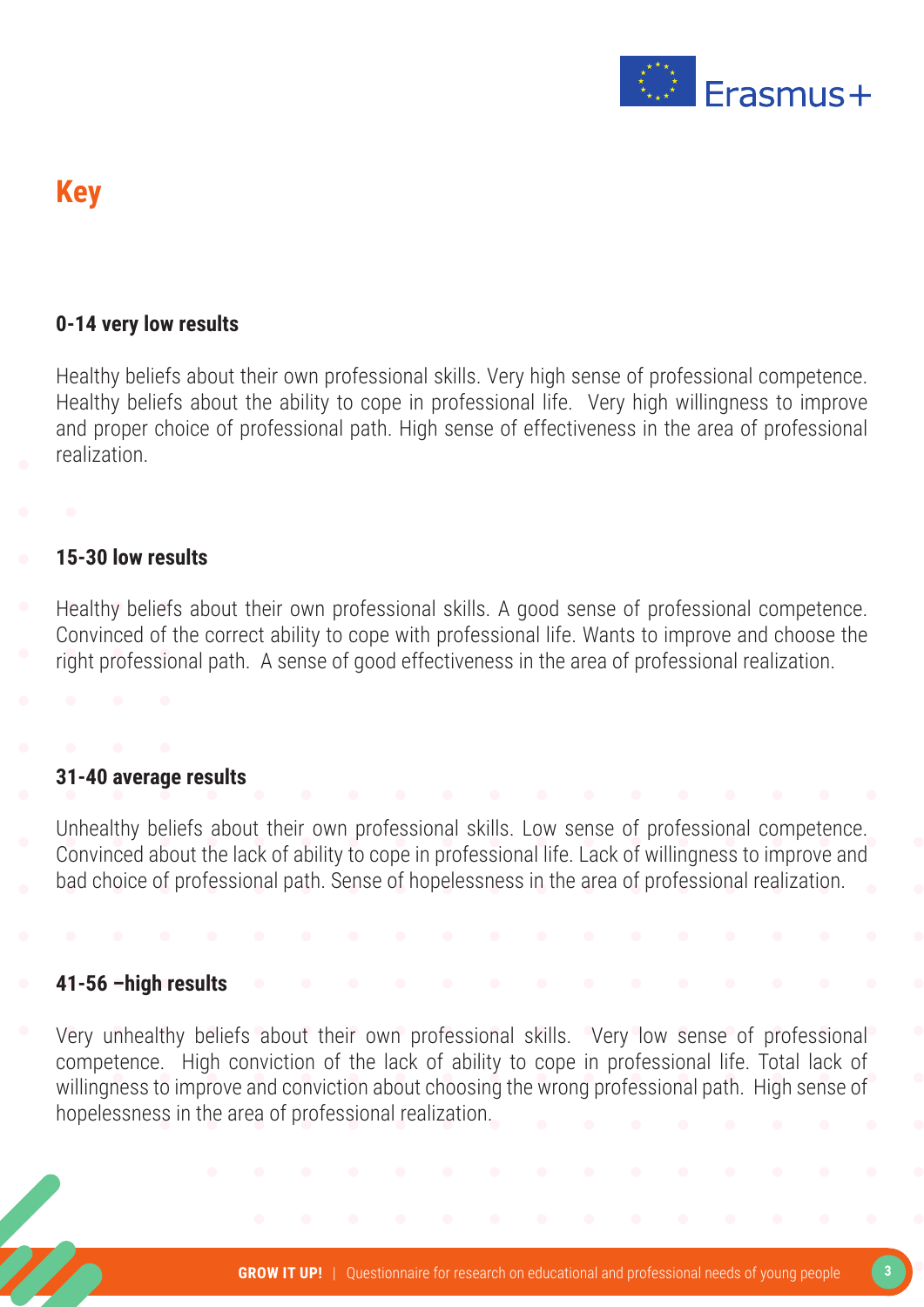## Key

**0-14 very low results**

Healthy beliefs about their own professional skills. Very high sense of professional competence. Healthy beliefs about the ability to cope in professional life. Very high willingness to improve and proper choice of professional path. High sense of effectiveness in the area of professional realization.

**15-30 low results**

Healthy beliefs about their own professional skills. A good sense of professional competence. Convinced of the correct ability to cope with professional life. Wants to improve and choose the right professional path. A sense of good effectiveness in the area of professional realization.

**31-40 average results**

Unhealthy beliefs about their own professional skills. Low sense of professional competence. Convinced about the lack of ability to cope in professional life. Lack of willingness to improve and bad choice of professional path. Sense of hopelessness in the area of professional realization.

**41-56 –high results**

Very unhealthy beliefs about their own professional skills. Very low sense of professional competence. High conviction of the lack of ability to cope in professional life. Total lack of willingness to improve and conviction about choosing the wrong professional path. High sense of hopelessness in the area of professional realization.